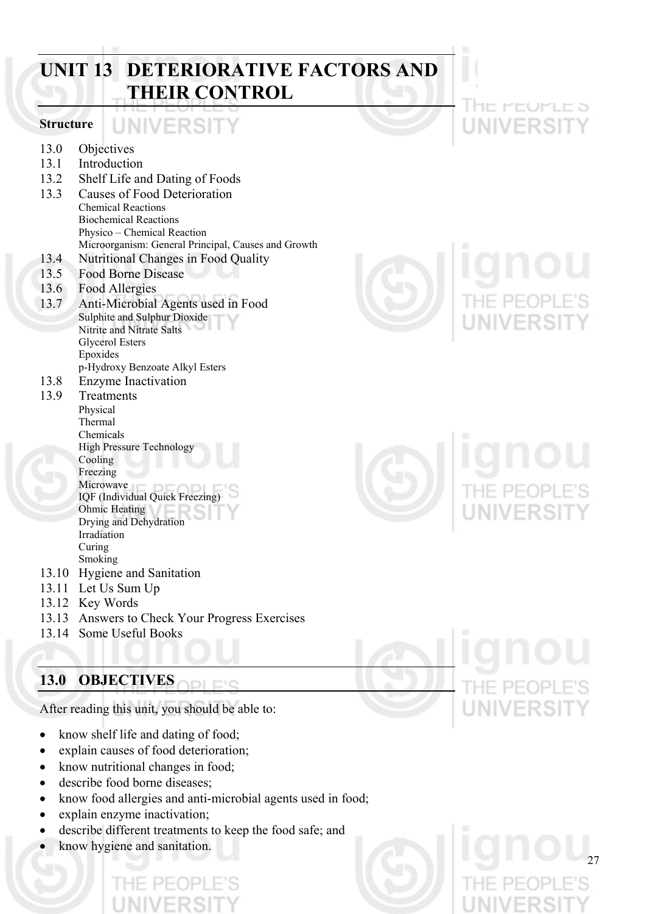# UNIT 13 DETERIORATIVE FACTORS AND THEIR CONTROL

**Structure**

13.0 Objectives

13.1 Introduction

13.2 Shelf Life and Dating of Foods

13.3 Causes of Food Deterioration
- Chemical Reactions
- Biochemical Reactions
- Physico – Chemical Reaction
- Microorganism: General Principal, Causes and Growth

13.4 Nutritional Changes in Food Quality

13.5 Food Borne Disease

13.6 Food Allergies

13.7 Anti-Microbial Agents used in Food
- Sulphite and Sulphur Dioxide
- Nitrite and Nitrate Salts
- Glycerol Esters
- Epoxides
- p-Hydroxy Benzoate Alkyl Esters

13.8 Enzyme Inactivation

13.9 Treatments
- Physical
- Thermal
- Chemicals
- High Pressure Technology
- Cooling
- Freezing
- Microwave
- IQF (Individual Quick Freezing)
- Ohmic Heating
- Drying and Dehydration
- Irradiation
- Curing
- Smoking

13.10 Hygiene and Sanitation

13.11 Let Us Sum Up

13.12 Key Words

13.13 Answers to Check Your Progress Exercises

13.14 Some Useful Books

## 13.0 OBJECTIVES

After reading this unit, you should be able to:

- know shelf life and dating of food;
- explain causes of food deterioration;
- know nutritional changes in food;
- describe food borne diseases;
- know food allergies and anti-microbial agents used in food;
- explain enzyme inactivation;
- describe different treatments to keep the food safe; and
- know hygiene and sanitation.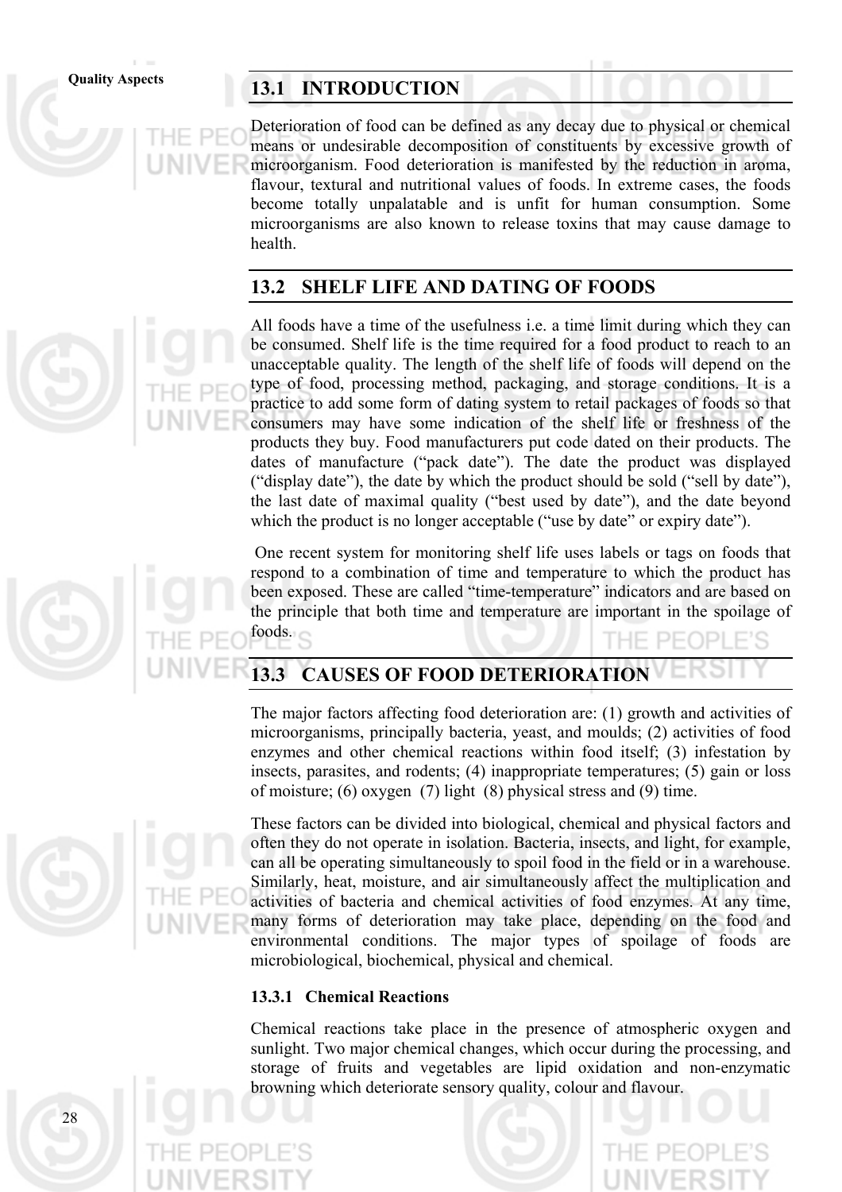## 13.1 INTRODUCTION

Deterioration of food can be defined as any decay due to physical or chemical means or undesirable decomposition of constituents by excessive growth of microorganism. Food deterioration is manifested by the reduction in aroma, flavour, textural and nutritional values of foods. In extreme cases, the foods become totally unpalatable and is unfit for human consumption. Some microorganisms are also known to release toxins that may cause damage to health.

## 13.2 SHELF LIFE AND DATING OF FOODS

All foods have a time of the usefulness i.e. a time limit during which they can be consumed. Shelf life is the time required for a food product to reach to an unacceptable quality. The length of the shelf life of foods will depend on the type of food, processing method, packaging, and storage conditions. It is a practice to add some form of dating system to retail packages of foods so that consumers may have some indication of the shelf life or freshness of the products they buy. Food manufacturers put code dated on their products. The dates of manufacture ("pack date"). The date the product was displayed ("display date"), the date by which the product should be sold ("sell by date"), the last date of maximal quality ("best used by date"), and the date beyond which the product is no longer acceptable ("use by date" or expiry date").

One recent system for monitoring shelf life uses labels or tags on foods that respond to a combination of time and temperature to which the product has been exposed. These are called "time-temperature" indicators and are based on the principle that both time and temperature are important in the spoilage of foods.

## 13.3 CAUSES OF FOOD DETERIORATION

The major factors affecting food deterioration are: (1) growth and activities of microorganisms, principally bacteria, yeast, and moulds; (2) activities of food enzymes and other chemical reactions within food itself; (3) infestation by insects, parasites, and rodents; (4) inappropriate temperatures; (5) gain or loss of moisture; (6) oxygen (7) light (8) physical stress and (9) time.

These factors can be divided into biological, chemical and physical factors and often they do not operate in isolation. Bacteria, insects, and light, for example, can all be operating simultaneously to spoil food in the field or in a warehouse. Similarly, heat, moisture, and air simultaneously affect the multiplication and activities of bacteria and chemical activities of food enzymes. At any time, many forms of deterioration may take place, depending on the food and environmental conditions. The major types of spoilage of foods are microbiological, biochemical, physical and chemical.

### 13.3.1 Chemical Reactions

Chemical reactions take place in the presence of atmospheric oxygen and sunlight. Two major chemical changes, which occur during the processing, and storage of fruits and vegetables are lipid oxidation and non-enzymatic browning which deteriorate sensory quality, colour and flavour.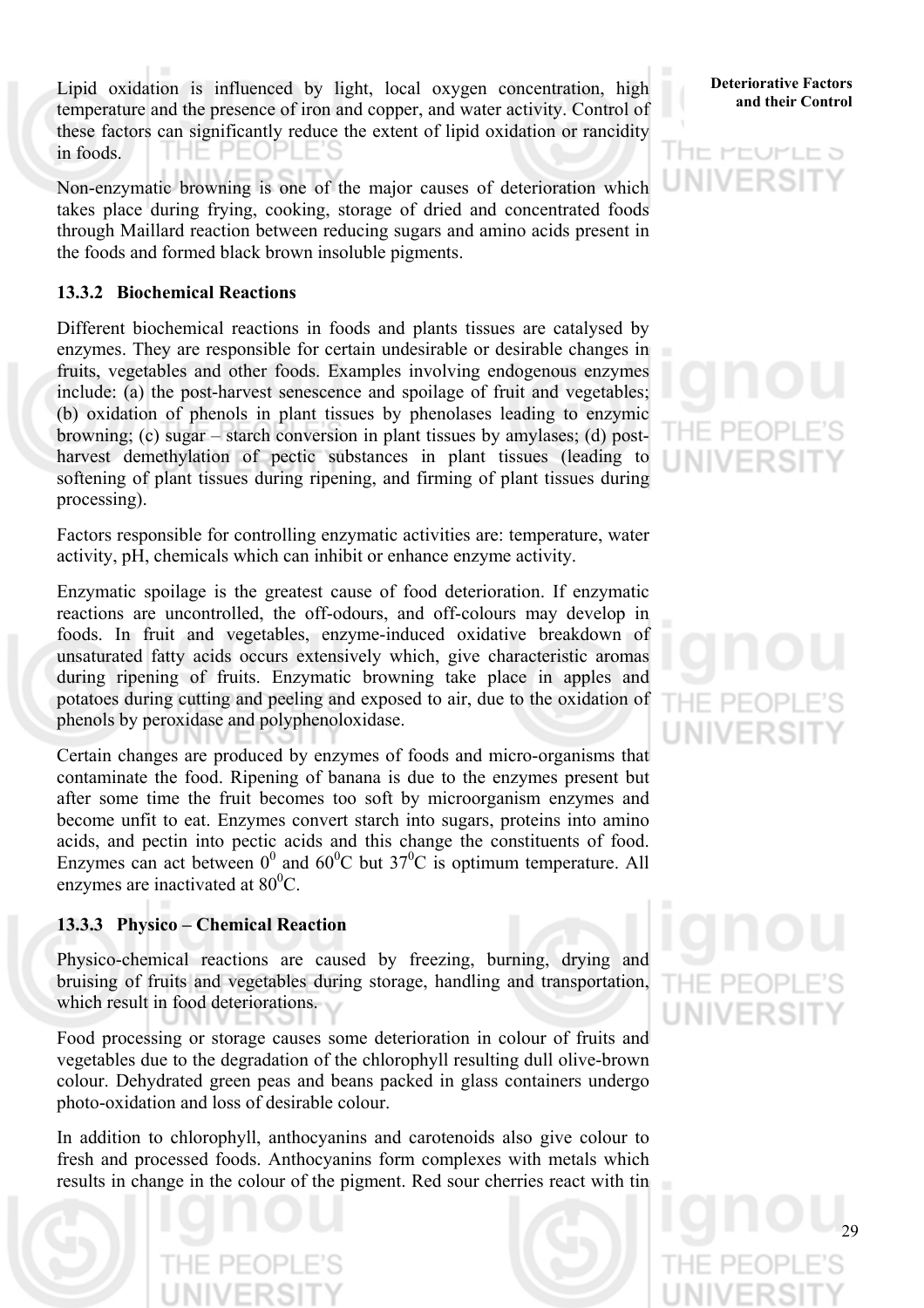Lipid oxidation is influenced by light, local oxygen concentration, high temperature and the presence of iron and copper, and water activity. Control of these factors can significantly reduce the extent of lipid oxidation or rancidity in foods.

Non-enzymatic browning is one of the major causes of deterioration which takes place during frying, cooking, storage of dried and concentrated foods through Maillard reaction between reducing sugars and amino acids present in the foods and formed black brown insoluble pigments.

### 13.3.2 Biochemical Reactions

Different biochemical reactions in foods and plants tissues are catalysed by enzymes. They are responsible for certain undesirable or desirable changes in fruits, vegetables and other foods. Examples involving endogenous enzymes include: (a) the post-harvest senescence and spoilage of fruit and vegetables; (b) oxidation of phenols in plant tissues by phenolases leading to enzymic browning; (c) sugar – starch conversion in plant tissues by amylases; (d) post-harvest demethylation of pectic substances in plant tissues (leading to softening of plant tissues during ripening, and firming of plant tissues during processing).

Factors responsible for controlling enzymatic activities are: temperature, water activity, pH, chemicals which can inhibit or enhance enzyme activity.

Enzymatic spoilage is the greatest cause of food deterioration. If enzymatic reactions are uncontrolled, the off-odours, and off-colours may develop in foods. In fruit and vegetables, enzyme-induced oxidative breakdown of unsaturated fatty acids occurs extensively which, give characteristic aromas during ripening of fruits. Enzymatic browning take place in apples and potatoes during cutting and peeling and exposed to air, due to the oxidation of phenols by peroxidase and polyphenoloxidase.

Certain changes are produced by enzymes of foods and micro-organisms that contaminate the food. Ripening of banana is due to the enzymes present but after some time the fruit becomes too soft by microorganism enzymes and become unfit to eat. Enzymes convert starch into sugars, proteins into amino acids, and pectin into pectic acids and this change the constituents of food. Enzymes can act between $0^0$ and $60^0$C but $37^0$C is optimum temperature. All enzymes are inactivated at $80^0$C.

### 13.3.3 Physico – Chemical Reaction

Physico-chemical reactions are caused by freezing, burning, drying and bruising of fruits and vegetables during storage, handling and transportation, which result in food deteriorations.

Food processing or storage causes some deterioration in colour of fruits and vegetables due to the degradation of the chlorophyll resulting dull olive-brown colour. Dehydrated green peas and beans packed in glass containers undergo photo-oxidation and loss of desirable colour.

In addition to chlorophyll, anthocyanins and carotenoids also give colour to fresh and processed foods. Anthocyanins form complexes with metals which results in change in the colour of the pigment. Red sour cherries react with tin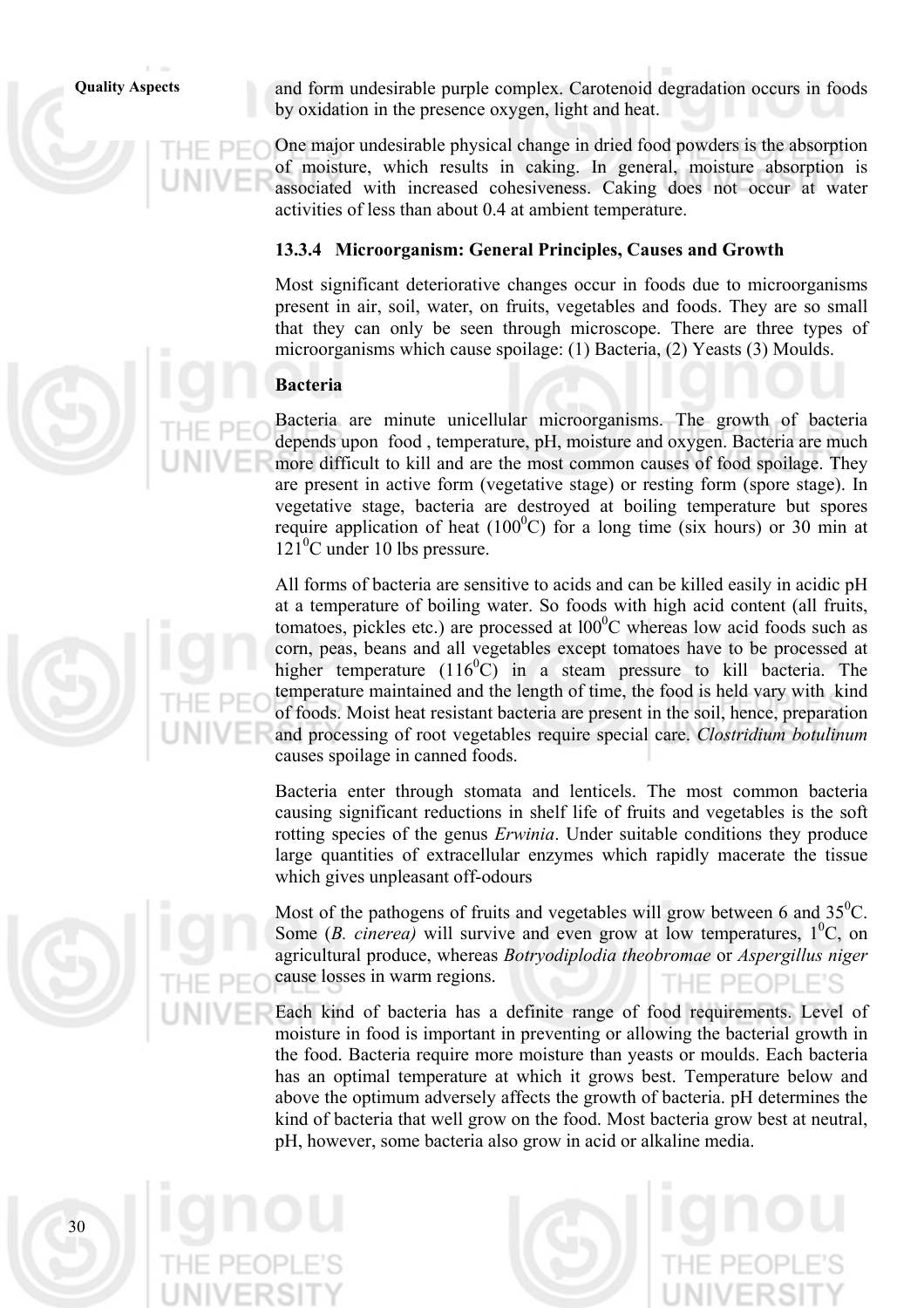and form undesirable purple complex. Carotenoid degradation occurs in foods by oxidation in the presence oxygen, light and heat.

One major undesirable physical change in dried food powders is the absorption of moisture, which results in caking. In general, moisture absorption is associated with increased cohesiveness. Caking does not occur at water activities of less than about 0.4 at ambient temperature.

### 13.3.4 Microorganism: General Principles, Causes and Growth

Most significant deteriorative changes occur in foods due to microorganisms present in air, soil, water, on fruits, vegetables and foods. They are so small that they can only be seen through microscope. There are three types of microorganisms which cause spoilage: (1) Bacteria, (2) Yeasts (3) Moulds.

**Bacteria**

Bacteria are minute unicellular microorganisms. The growth of bacteria depends upon food , temperature, pH, moisture and oxygen. Bacteria are much more difficult to kill and are the most common causes of food spoilage. They are present in active form (vegetative stage) or resting form (spore stage). In vegetative stage, bacteria are destroyed at boiling temperature but spores require application of heat ($100^0$C) for a long time (six hours) or 30 min at $121^0$C under 10 lbs pressure.

All forms of bacteria are sensitive to acids and can be killed easily in acidic pH at a temperature of boiling water. So foods with high acid content (all fruits, tomatoes, pickles etc.) are processed at $100^0$C whereas low acid foods such as corn, peas, beans and all vegetables except tomatoes have to be processed at higher temperature ($116^0$C) in a steam pressure to kill bacteria. The temperature maintained and the length of time, the food is held vary with kind of foods. Moist heat resistant bacteria are present in the soil, hence, preparation and processing of root vegetables require special care. *Clostridium botulinum* causes spoilage in canned foods.

Bacteria enter through stomata and lenticels. The most common bacteria causing significant reductions in shelf life of fruits and vegetables is the soft rotting species of the genus *Erwinia*. Under suitable conditions they produce large quantities of extracellular enzymes which rapidly macerate the tissue which gives unpleasant off-odours

Most of the pathogens of fruits and vegetables will grow between 6 and $35^0$C. Some (*B. cinerea)* will survive and even grow at low temperatures, $1^0$C, on agricultural produce, whereas *Botryodiplodia theobromae* or *Aspergillus niger* cause losses in warm regions.

Each kind of bacteria has a definite range of food requirements. Level of moisture in food is important in preventing or allowing the bacterial growth in the food. Bacteria require more moisture than yeasts or moulds. Each bacteria has an optimal temperature at which it grows best. Temperature below and above the optimum adversely affects the growth of bacteria. pH determines the kind of bacteria that well grow on the food. Most bacteria grow best at neutral, pH, however, some bacteria also grow in acid or alkaline media.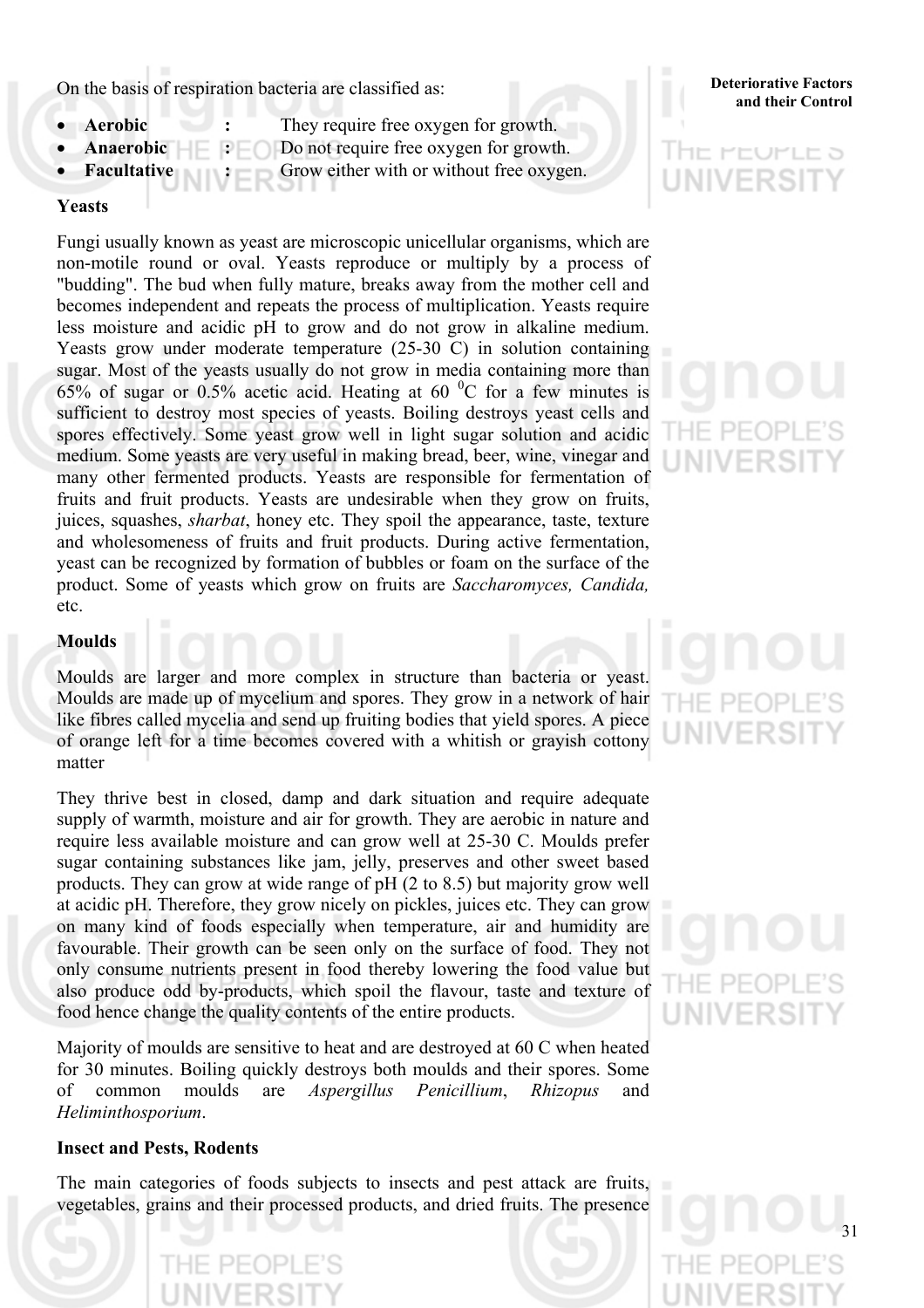On the basis of respiration bacteria are classified as:

- **Aerobic** : They require free oxygen for growth.
- **Anaerobic** : Do not require free oxygen for growth.
- **Facultative** : Grow either with or without free oxygen.

**Yeasts**

Fungi usually known as yeast are microscopic unicellular organisms, which are non-motile round or oval. Yeasts reproduce or multiply by a process of "budding". The bud when fully mature, breaks away from the mother cell and becomes independent and repeats the process of multiplication. Yeasts require less moisture and acidic pH to grow and do not grow in alkaline medium. Yeasts grow under moderate temperature (25-30 C) in solution containing sugar. Most of the yeasts usually do not grow in media containing more than 65% of sugar or 0.5% acetic acid. Heating at 60 $^0$C for a few minutes is sufficient to destroy most species of yeasts. Boiling destroys yeast cells and spores effectively. Some yeast grow well in light sugar solution and acidic medium. Some yeasts are very useful in making bread, beer, wine, vinegar and many other fermented products. Yeasts are responsible for fermentation of fruits and fruit products. Yeasts are undesirable when they grow on fruits, juices, squashes, *sharbat*, honey etc. They spoil the appearance, taste, texture and wholesomeness of fruits and fruit products. During active fermentation, yeast can be recognized by formation of bubbles or foam on the surface of the product. Some of yeasts which grow on fruits are *Saccharomyces, Candida,* etc.

**Moulds**

Moulds are larger and more complex in structure than bacteria or yeast. Moulds are made up of mycelium and spores. They grow in a network of hair like fibres called mycelia and send up fruiting bodies that yield spores. A piece of orange left for a time becomes covered with a whitish or grayish cottony matter

They thrive best in closed, damp and dark situation and require adequate supply of warmth, moisture and air for growth. They are aerobic in nature and require less available moisture and can grow well at 25-30 C. Moulds prefer sugar containing substances like jam, jelly, preserves and other sweet based products. They can grow at wide range of pH (2 to 8.5) but majority grow well at acidic pH. Therefore, they grow nicely on pickles, juices etc. They can grow on many kind of foods especially when temperature, air and humidity are favourable. Their growth can be seen only on the surface of food. They not only consume nutrients present in food thereby lowering the food value but also produce odd by-products, which spoil the flavour, taste and texture of food hence change the quality contents of the entire products.

Majority of moulds are sensitive to heat and are destroyed at 60 C when heated for 30 minutes. Boiling quickly destroys both moulds and their spores. Some of common moulds are *Aspergillus Penicillium*, *Rhizopus* and *Heliminthosporium*.

**Insect and Pests, Rodents**

The main categories of foods subjects to insects and pest attack are fruits, vegetables, grains and their processed products, and dried fruits. The presence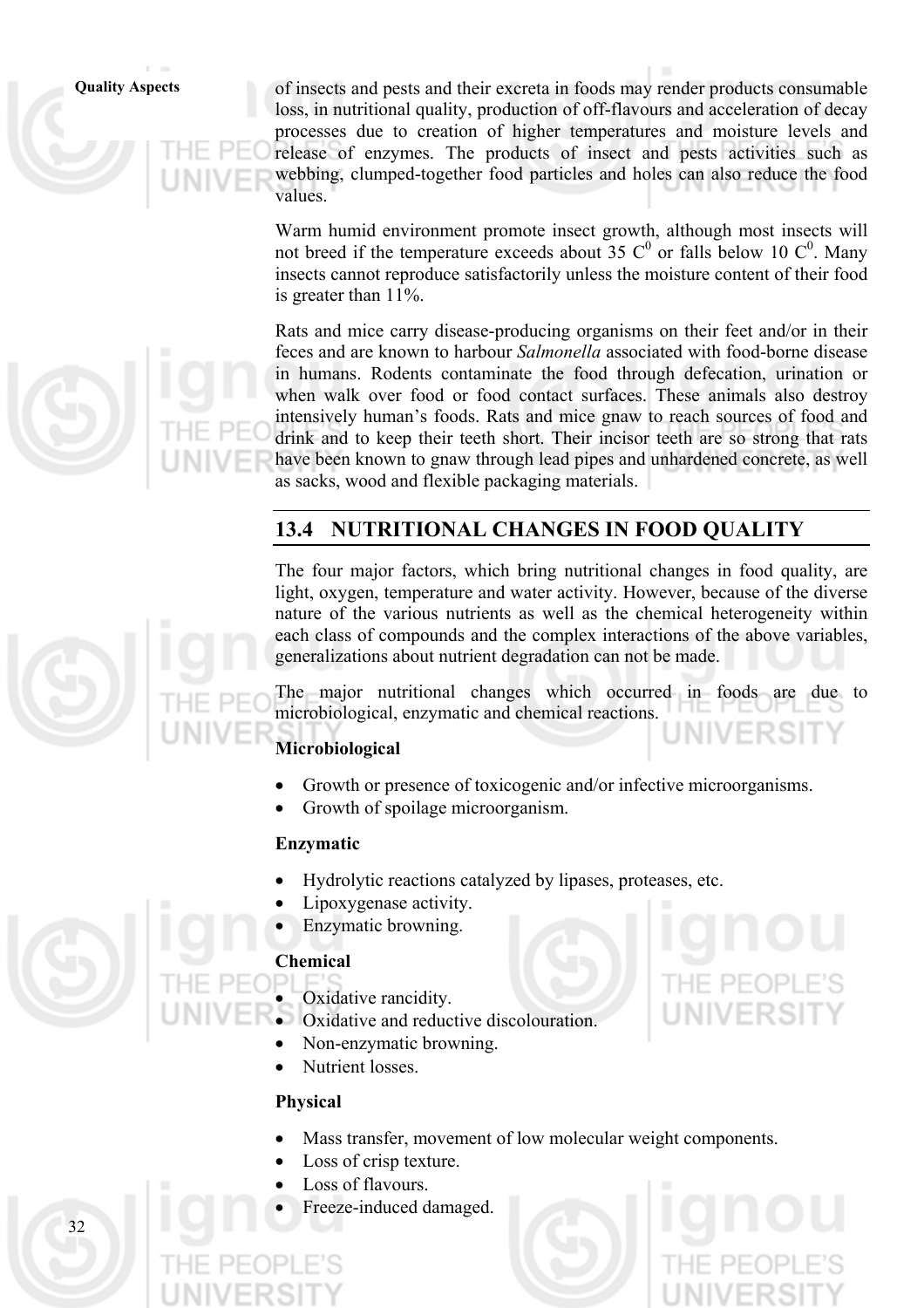of insects and pests and their excreta in foods may render products consumable loss, in nutritional quality, production of off-flavours and acceleration of decay processes due to creation of higher temperatures and moisture levels and release of enzymes. The products of insect and pests activities such as webbing, clumped-together food particles and holes can also reduce the food values.

Warm humid environment promote insect growth, although most insects will not breed if the temperature exceeds about 35 $C^0$ or falls below 10 $C^0$. Many insects cannot reproduce satisfactorily unless the moisture content of their food is greater than 11%.

Rats and mice carry disease-producing organisms on their feet and/or in their feces and are known to harbour *Salmonella* associated with food-borne disease in humans. Rodents contaminate the food through defecation, urination or when walk over food or food contact surfaces. These animals also destroy intensively human's foods. Rats and mice gnaw to reach sources of food and drink and to keep their teeth short. Their incisor teeth are so strong that rats have been known to gnaw through lead pipes and unhardened concrete, as well as sacks, wood and flexible packaging materials.

## 13.4 NUTRITIONAL CHANGES IN FOOD QUALITY

The four major factors, which bring nutritional changes in food quality, are light, oxygen, temperature and water activity. However, because of the diverse nature of the various nutrients as well as the chemical heterogeneity within each class of compounds and the complex interactions of the above variables, generalizations about nutrient degradation can not be made.

The major nutritional changes which occurred in foods are due to microbiological, enzymatic and chemical reactions.

**Microbiological**

- Growth or presence of toxicogenic and/or infective microorganisms.
- Growth of spoilage microorganism.

**Enzymatic**

- Hydrolytic reactions catalyzed by lipases, proteases, etc.
- Lipoxygenase activity.
- Enzymatic browning.

**Chemical**

- Oxidative rancidity.
- Oxidative and reductive discolouration.
- Non-enzymatic browning.
- Nutrient losses.

**Physical**

- Mass transfer, movement of low molecular weight components.
- Loss of crisp texture.
- Loss of flavours.
- Freeze-induced damaged.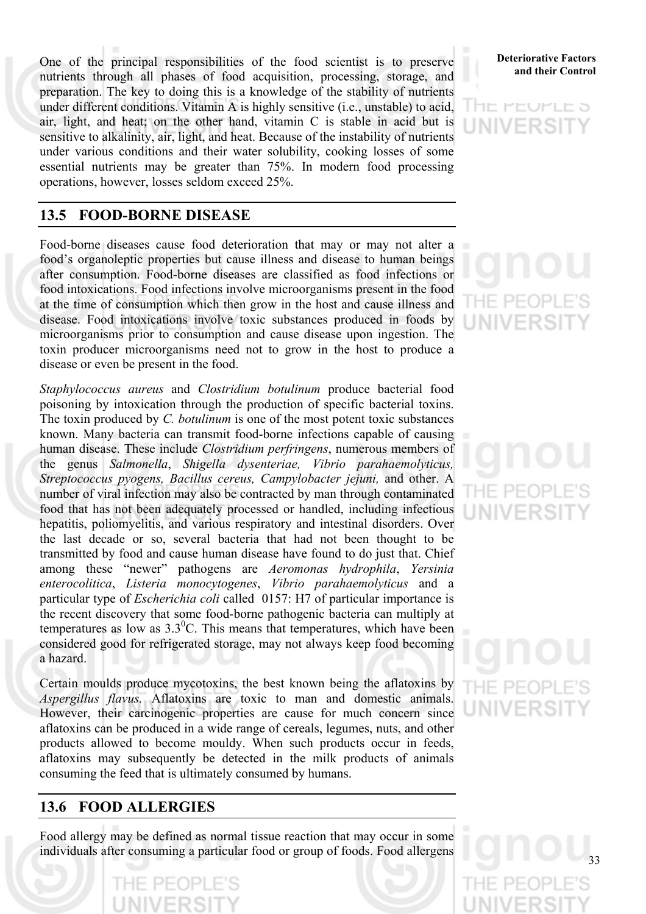One of the principal responsibilities of the food scientist is to preserve nutrients through all phases of food acquisition, processing, storage, and preparation. The key to doing this is a knowledge of the stability of nutrients under different conditions. Vitamin A is highly sensitive (i.e., unstable) to acid, air, light, and heat; on the other hand, vitamin C is stable in acid but is sensitive to alkalinity, air, light, and heat. Because of the instability of nutrients under various conditions and their water solubility, cooking losses of some essential nutrients may be greater than 75%. In modern food processing operations, however, losses seldom exceed 25%.

## 13.5 FOOD-BORNE DISEASE

Food-borne diseases cause food deterioration that may or may not alter a food's organoleptic properties but cause illness and disease to human beings after consumption. Food-borne diseases are classified as food infections or food intoxications. Food infections involve microorganisms present in the food at the time of consumption which then grow in the host and cause illness and disease. Food intoxications involve toxic substances produced in foods by microorganisms prior to consumption and cause disease upon ingestion. The toxin producer microorganisms need not to grow in the host to produce a disease or even be present in the food.

*Staphylococcus aureus* and *Clostridium botulinum* produce bacterial food poisoning by intoxication through the production of specific bacterial toxins. The toxin produced by *C. botulinum* is one of the most potent toxic substances known. Many bacteria can transmit food-borne infections capable of causing human disease. These include *Clostridium perfringens*, numerous members of the genus *Salmonella*, *Shigella dysenteriae, Vibrio parahaemolyticus, Streptococcus pyogens, Bacillus cereus, Campylobacter jejuni,* and other. A number of viral infection may also be contracted by man through contaminated food that has not been adequately processed or handled, including infectious hepatitis, poliomyelitis, and various respiratory and intestinal disorders. Over the last decade or so, several bacteria that had not been thought to be transmitted by food and cause human disease have found to do just that. Chief among these "newer" pathogens are *Aeromonas hydrophila*, *Yersinia enterocolitica*, *Listeria monocytogenes*, *Vibrio parahaemolyticus* and a particular type of *Escherichia coli* called 0157: H7 of particular importance is the recent discovery that some food-borne pathogenic bacteria can multiply at temperatures as low as $3.3^0$C. This means that temperatures, which have been considered good for refrigerated storage, may not always keep food becoming a hazard.

Certain moulds produce mycotoxins, the best known being the aflatoxins by *Aspergillus flavus.* Aflatoxins are toxic to man and domestic animals. However, their carcinogenic properties are cause for much concern since aflatoxins can be produced in a wide range of cereals, legumes, nuts, and other products allowed to become mouldy. When such products occur in feeds, aflatoxins may subsequently be detected in the milk products of animals consuming the feed that is ultimately consumed by humans.

## 13.6 FOOD ALLERGIES

Food allergy may be defined as normal tissue reaction that may occur in some individuals after consuming a particular food or group of foods. Food allergens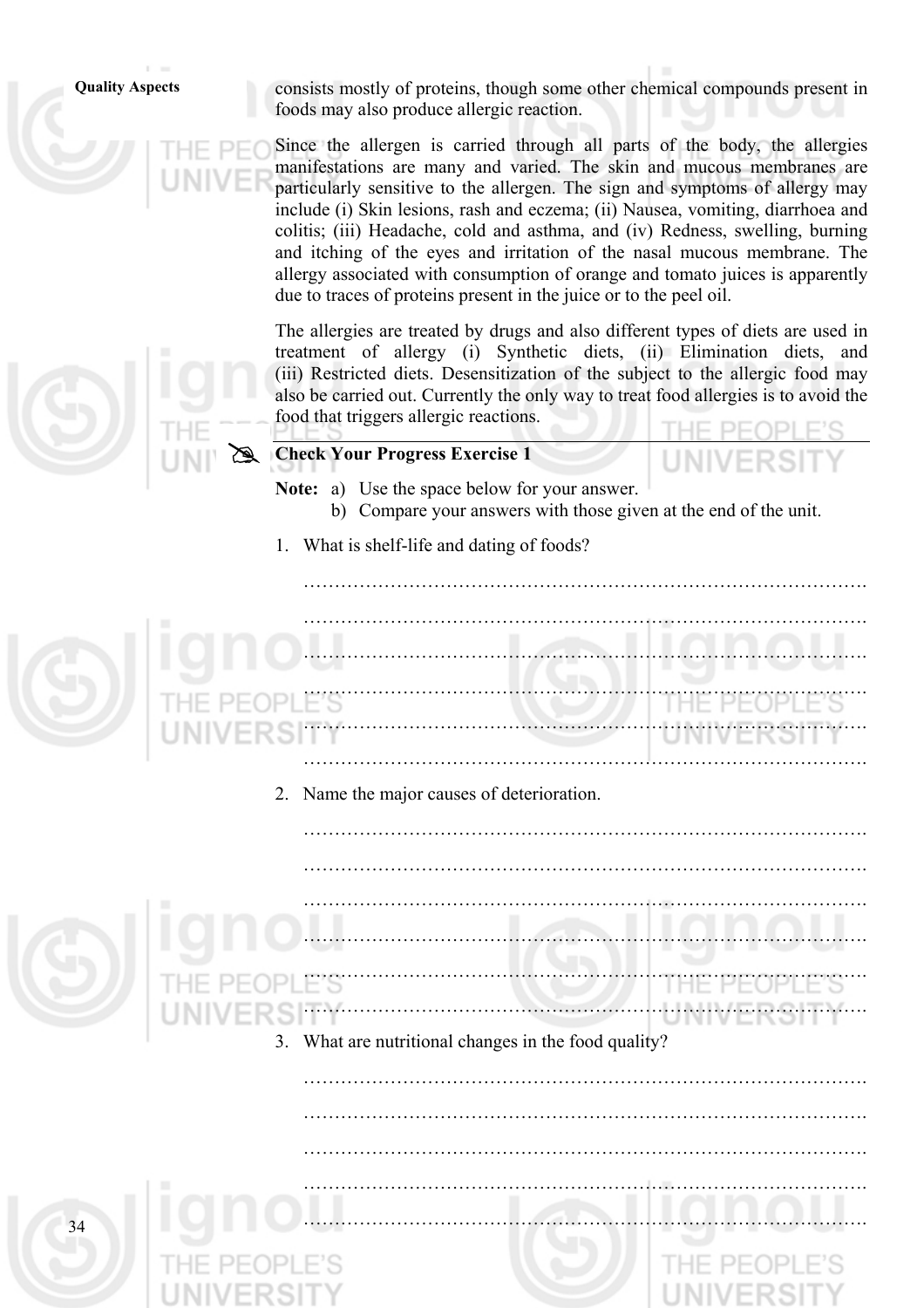consists mostly of proteins, though some other chemical compounds present in foods may also produce allergic reaction.

Since the allergen is carried through all parts of the body, the allergies manifestations are many and varied. The skin and mucous membranes are particularly sensitive to the allergen. The sign and symptoms of allergy may include (i) Skin lesions, rash and eczema; (ii) Nausea, vomiting, diarrhoea and colitis; (iii) Headache, cold and asthma, and (iv) Redness, swelling, burning and itching of the eyes and irritation of the nasal mucous membrane. The allergy associated with consumption of orange and tomato juices is apparently due to traces of proteins present in the juice or to the peel oil.

The allergies are treated by drugs and also different types of diets are used in treatment of allergy (i) Synthetic diets, (ii) Elimination diets, and (iii) Restricted diets. Desensitization of the subject to the allergic food may also be carried out. Currently the only way to treat food allergies is to avoid the food that triggers allergic reactions.

**Check Your Progress Exercise 1**

**Note:** a) Use the space below for your answer.
b) Compare your answers with those given at the end of the unit.

1. What is shelf-life and dating of foods?

………………………………………………………………………………
………………………………………………………………………………
………………………………………………………………………………
………………………………………………………………………………
………………………………………………………………………………
………………………………………………………………………………

2. Name the major causes of deterioration.

………………………………………………………………………………
………………………………………………………………………………
………………………………………………………………………………
………………………………………………………………………………
………………………………………………………………………………
………………………………………………………………………………

3. What are nutritional changes in the food quality?

………………………………………………………………………………
………………………………………………………………………………
………………………………………………………………………………
………………………………………………………………………………
………………………………………………………………………………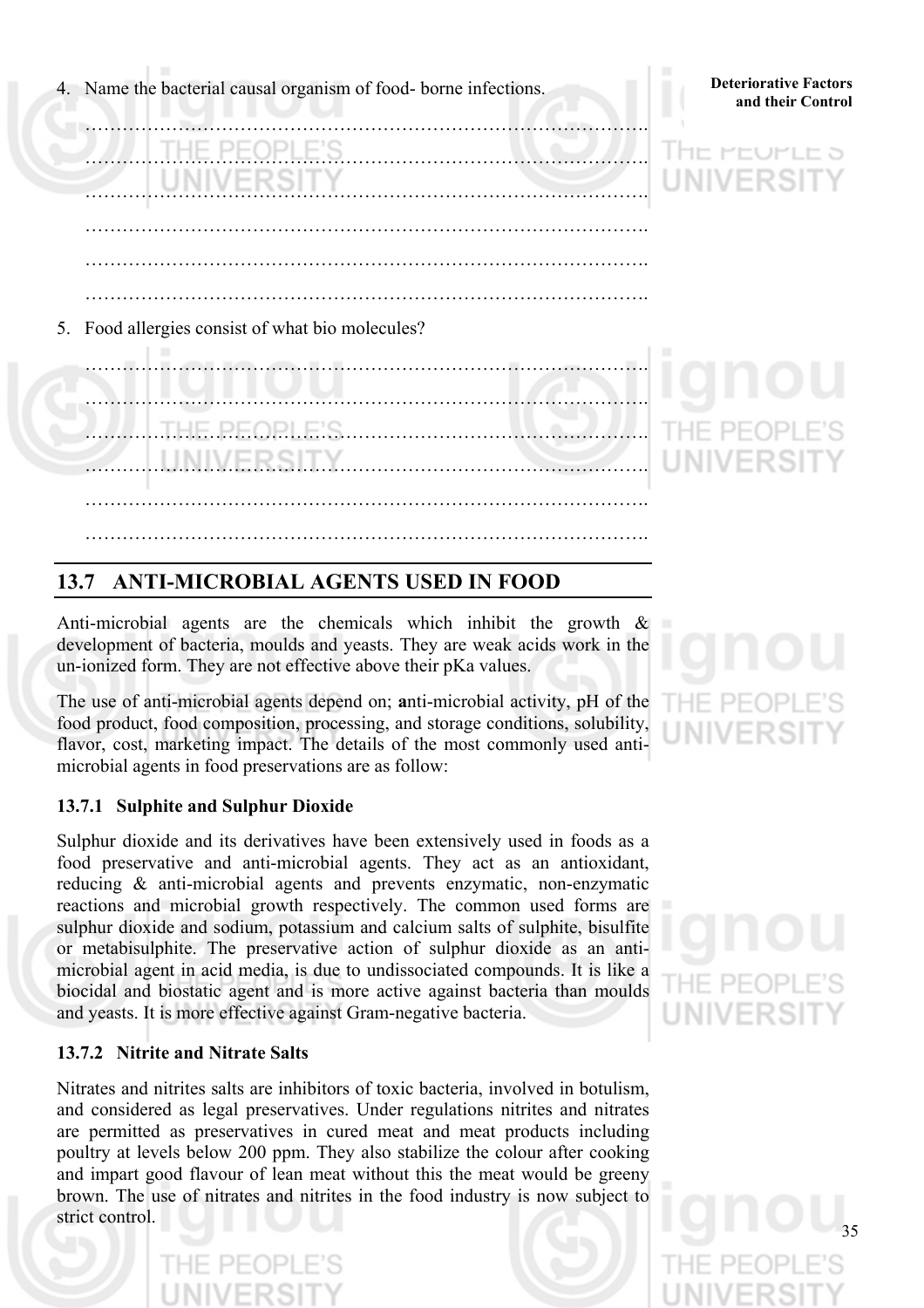4. Name the bacterial causal organism of food- borne infections.

……………………………………………………………………………….

……………………………………………………………………………….

……………………………………………………………………………….

……………………………………………………………………………….

……………………………………………………………………………….

……………………………………………………………………………….

5. Food allergies consist of what bio molecules?

……………………………………………………………………………….

……………………………………………………………………………….

……………………………………………………………………………….

……………………………………………………………………………….

……………………………………………………………………………….

……………………………………………………………………………….

## 13.7 ANTI-MICROBIAL AGENTS USED IN FOOD

Anti-microbial agents are the chemicals which inhibit the growth & development of bacteria, moulds and yeasts. They are weak acids work in the un-ionized form. They are not effective above their pKa values.

The use of anti-microbial agents depend on; **a**nti-microbial activity, pH of the food product, food composition, processing, and storage conditions, solubility, flavor, cost, marketing impact. The details of the most commonly used anti-microbial agents in food preservations are as follow:

### 13.7.1 Sulphite and Sulphur Dioxide

Sulphur dioxide and its derivatives have been extensively used in foods as a food preservative and anti-microbial agents. They act as an antioxidant, reducing & anti-microbial agents and prevents enzymatic, non-enzymatic reactions and microbial growth respectively. The common used forms are sulphur dioxide and sodium, potassium and calcium salts of sulphite, bisulfite or metabisulphite. The preservative action of sulphur dioxide as an anti-microbial agent in acid media, is due to undissociated compounds. It is like a biocidal and biostatic agent and is more active against bacteria than moulds and yeasts. It is more effective against Gram-negative bacteria.

### 13.7.2 Nitrite and Nitrate Salts

Nitrates and nitrites salts are inhibitors of toxic bacteria, involved in botulism, and considered as legal preservatives. Under regulations nitrites and nitrates are permitted as preservatives in cured meat and meat products including poultry at levels below 200 ppm. They also stabilize the colour after cooking and impart good flavour of lean meat without this the meat would be greeny brown. The use of nitrates and nitrites in the food industry is now subject to strict control.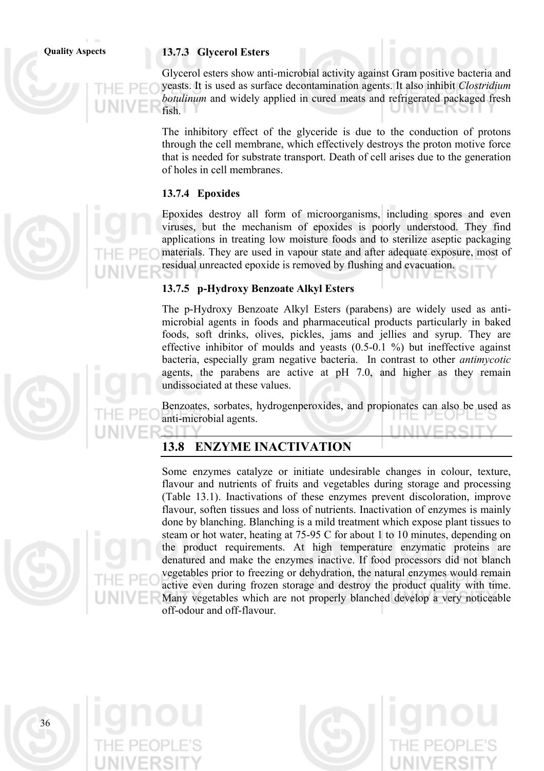### 13.7.3 Glycerol Esters

Glycerol esters show anti-microbial activity against Gram positive bacteria and yeasts. It is used as surface decontamination agents. It also inhibit *Clostridium botulinum* and widely applied in cured meats and refrigerated packaged fresh fish.

The inhibitory effect of the glyceride is due to the conduction of protons through the cell membrane, which effectively destroys the proton motive force that is needed for substrate transport. Death of cell arises due to the generation of holes in cell membranes.

### 13.7.4 Epoxides

Epoxides destroy all form of microorganisms, including spores and even viruses, but the mechanism of epoxides is poorly understood. They find applications in treating low moisture foods and to sterilize aseptic packaging materials. They are used in vapour state and after adequate exposure, most of residual unreacted epoxide is removed by flushing and evacuation.

### 13.7.5 p-Hydroxy Benzoate Alkyl Esters

The p-Hydroxy Benzoate Alkyl Esters (parabens) are widely used as anti-microbial agents in foods and pharmaceutical products particularly in baked foods, soft drinks, olives, pickles, jams and jellies and syrup. They are effective inhibitor of moulds and yeasts (0.5-0.1 %) but ineffective against bacteria, especially gram negative bacteria. In contrast to other *antimycotic* agents, the parabens are active at pH 7.0, and higher as they remain undissociated at these values.

Benzoates, sorbates, hydrogenperoxides, and propionates can also be used as anti-microbial agents.

## 13.8 ENZYME INACTIVATION

Some enzymes catalyze or initiate undesirable changes in colour, texture, flavour and nutrients of fruits and vegetables during storage and processing (Table 13.1). Inactivations of these enzymes prevent discoloration, improve flavour, soften tissues and loss of nutrients. Inactivation of enzymes is mainly done by blanching. Blanching is a mild treatment which expose plant tissues to steam or hot water, heating at 75-95 C for about 1 to 10 minutes, depending on the product requirements. At high temperature enzymatic proteins are denatured and make the enzymes inactive. If food processors did not blanch vegetables prior to freezing or dehydration, the natural enzymes would remain active even during frozen storage and destroy the product quality with time. Many vegetables which are not properly blanched develop a very noticeable off-odour and off-flavour.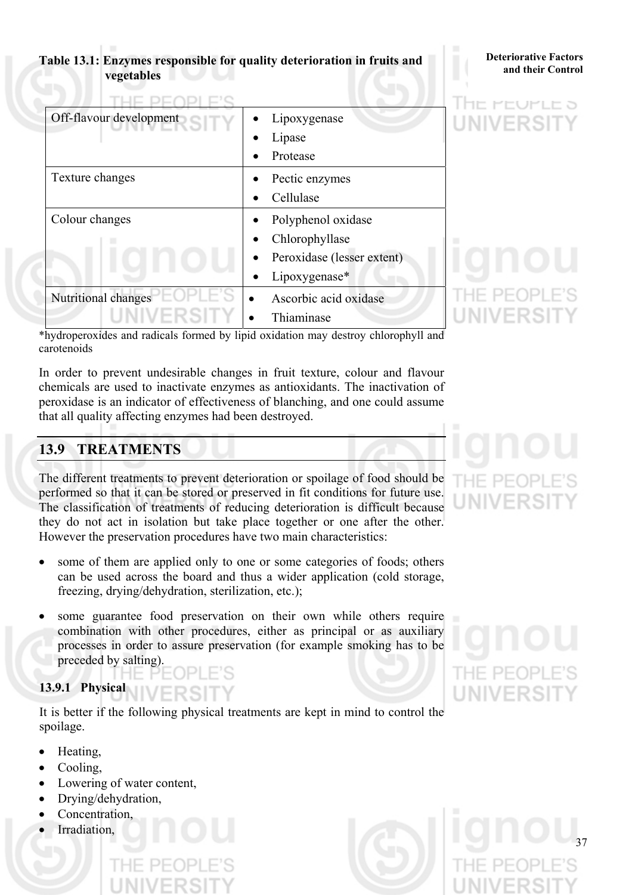**Table 13.1: Enzymes responsible for quality deterioration in fruits and vegetables**

| | |
|---|---|
| Off-flavour development | • Lipoxygenase<br>• Lipase<br>• Protease |
| Texture changes | • Pectic enzymes<br>• Cellulase |
| Colour changes | • Polyphenol oxidase<br>• Chlorophyllase<br>• Peroxidase (lesser extent)<br>• Lipoxygenase* |
| Nutritional changes | • Ascorbic acid oxidase<br>• Thiaminase |

*hydroperoxides and radicals formed by lipid oxidation may destroy chlorophyll and carotenoids

In order to prevent undesirable changes in fruit texture, colour and flavour chemicals are used to inactivate enzymes as antioxidants. The inactivation of peroxidase is an indicator of effectiveness of blanching, and one could assume that all quality affecting enzymes had been destroyed.

## 13.9 TREATMENTS

The different treatments to prevent deterioration or spoilage of food should be performed so that it can be stored or preserved in fit conditions for future use. The classification of treatments of reducing deterioration is difficult because they do not act in isolation but take place together or one after the other. However the preservation procedures have two main characteristics:

- some of them are applied only to one or some categories of foods; others can be used across the board and thus a wider application (cold storage, freezing, drying/dehydration, sterilization, etc.);
- some guarantee food preservation on their own while others require combination with other procedures, either as principal or as auxiliary processes in order to assure preservation (for example smoking has to be preceded by salting).

### 13.9.1 Physical

It is better if the following physical treatments are kept in mind to control the spoilage.

- Heating,
- Cooling,
- Lowering of water content,
- Drying/dehydration,
- Concentration,
- Irradiation,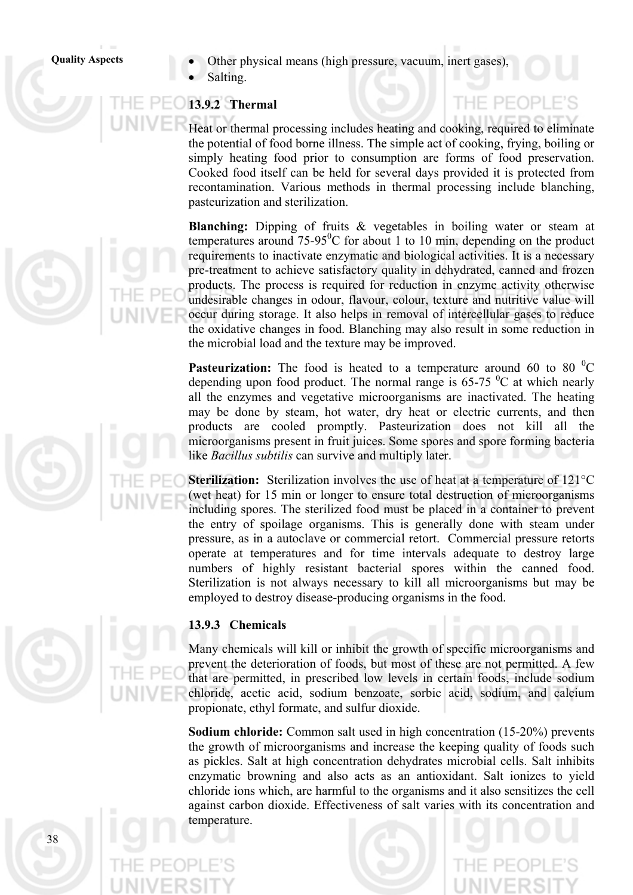- Other physical means (high pressure, vacuum, inert gases),
- Salting.

### 13.9.2 Thermal

Heat or thermal processing includes heating and cooking, required to eliminate the potential of food borne illness. The simple act of cooking, frying, boiling or simply heating food prior to consumption are forms of food preservation. Cooked food itself can be held for several days provided it is protected from recontamination. Various methods in thermal processing include blanching, pasteurization and sterilization.

**Blanching:** Dipping of fruits & vegetables in boiling water or steam at temperatures around 75-95$^0$C for about 1 to 10 min, depending on the product requirements to inactivate enzymatic and biological activities. It is a necessary pre-treatment to achieve satisfactory quality in dehydrated, canned and frozen products. The process is required for reduction in enzyme activity otherwise undesirable changes in odour, flavour, colour, texture and nutritive value will occur during storage. It also helps in removal of intercellular gases to reduce the oxidative changes in food. Blanching may also result in some reduction in the microbial load and the texture may be improved.

**Pasteurization:** The food is heated to a temperature around 60 to 80 $^0$C depending upon food product. The normal range is 65-75 $^0$C at which nearly all the enzymes and vegetative microorganisms are inactivated. The heating may be done by steam, hot water, dry heat or electric currents, and then products are cooled promptly. Pasteurization does not kill all the microorganisms present in fruit juices. Some spores and spore forming bacteria like *Bacillus subtilis* can survive and multiply later.

**Sterilization:** Sterilization involves the use of heat at a temperature of 121°C (wet heat) for 15 min or longer to ensure total destruction of microorganisms including spores. The sterilized food must be placed in a container to prevent the entry of spoilage organisms. This is generally done with steam under pressure, as in a autoclave or commercial retort. Commercial pressure retorts operate at temperatures and for time intervals adequate to destroy large numbers of highly resistant bacterial spores within the canned food. Sterilization is not always necessary to kill all microorganisms but may be employed to destroy disease-producing organisms in the food.

### 13.9.3 Chemicals

Many chemicals will kill or inhibit the growth of specific microorganisms and prevent the deterioration of foods, but most of these are not permitted. A few that are permitted, in prescribed low levels in certain foods, include sodium chloride, acetic acid, sodium benzoate, sorbic acid, sodium, and calcium propionate, ethyl formate, and sulfur dioxide.

**Sodium chloride:** Common salt used in high concentration (15-20%) prevents the growth of microorganisms and increase the keeping quality of foods such as pickles. Salt at high concentration dehydrates microbial cells. Salt inhibits enzymatic browning and also acts as an antioxidant. Salt ionizes to yield chloride ions which, are harmful to the organisms and it also sensitizes the cell against carbon dioxide. Effectiveness of salt varies with its concentration and temperature.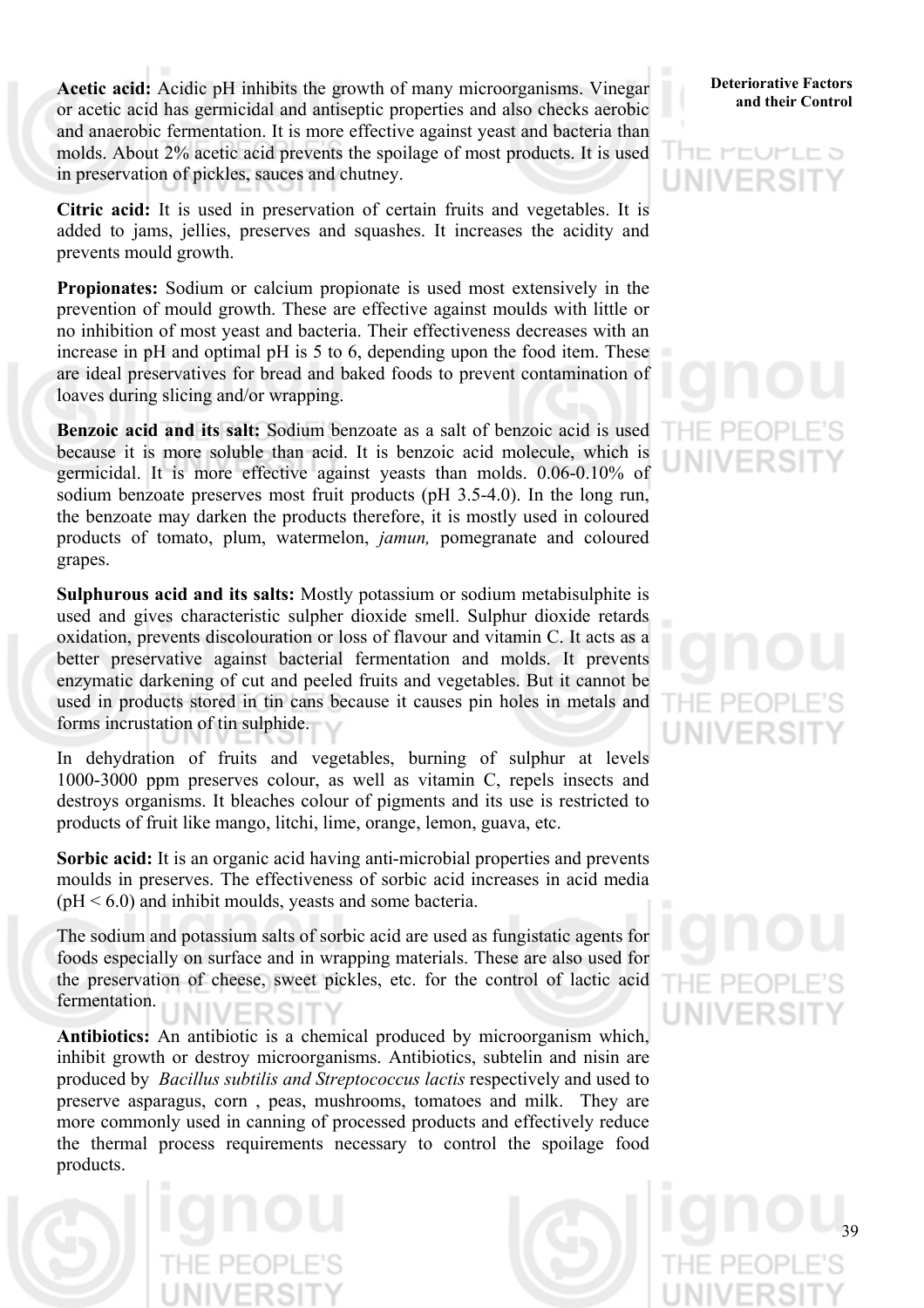**Acetic acid:** Acidic pH inhibits the growth of many microorganisms. Vinegar or acetic acid has germicidal and antiseptic properties and also checks aerobic and anaerobic fermentation. It is more effective against yeast and bacteria than molds. About 2% acetic acid prevents the spoilage of most products. It is used in preservation of pickles, sauces and chutney.

**Citric acid:** It is used in preservation of certain fruits and vegetables. It is added to jams, jellies, preserves and squashes. It increases the acidity and prevents mould growth.

**Propionates:** Sodium or calcium propionate is used most extensively in the prevention of mould growth. These are effective against moulds with little or no inhibition of most yeast and bacteria. Their effectiveness decreases with an increase in pH and optimal pH is 5 to 6, depending upon the food item. These are ideal preservatives for bread and baked foods to prevent contamination of loaves during slicing and/or wrapping.

**Benzoic acid and its salt:** Sodium benzoate as a salt of benzoic acid is used because it is more soluble than acid. It is benzoic acid molecule, which is germicidal. It is more effective against yeasts than molds. 0.06-0.10% of sodium benzoate preserves most fruit products (pH 3.5-4.0). In the long run, the benzoate may darken the products therefore, it is mostly used in coloured products of tomato, plum, watermelon, *jamun,* pomegranate and coloured grapes.

**Sulphurous acid and its salts:** Mostly potassium or sodium metabisulphite is used and gives characteristic sulpher dioxide smell. Sulphur dioxide retards oxidation, prevents discolouration or loss of flavour and vitamin C. It acts as a better preservative against bacterial fermentation and molds. It prevents enzymatic darkening of cut and peeled fruits and vegetables. But it cannot be used in products stored in tin cans because it causes pin holes in metals and forms incrustation of tin sulphide.

In dehydration of fruits and vegetables, burning of sulphur at levels 1000-3000 ppm preserves colour, as well as vitamin C, repels insects and destroys organisms. It bleaches colour of pigments and its use is restricted to products of fruit like mango, litchi, lime, orange, lemon, guava, etc.

**Sorbic acid:** It is an organic acid having anti-microbial properties and prevents moulds in preserves. The effectiveness of sorbic acid increases in acid media (pH < 6.0) and inhibit moulds, yeasts and some bacteria.

The sodium and potassium salts of sorbic acid are used as fungistatic agents for foods especially on surface and in wrapping materials. These are also used for the preservation of cheese, sweet pickles, etc. for the control of lactic acid fermentation.

**Antibiotics:** An antibiotic is a chemical produced by microorganism which, inhibit growth or destroy microorganisms. Antibiotics, subtelin and nisin are produced by *Bacillus subtilis and Streptococcus lactis* respectively and used to preserve asparagus, corn , peas, mushrooms, tomatoes and milk. They are more commonly used in canning of processed products and effectively reduce the thermal process requirements necessary to control the spoilage food products.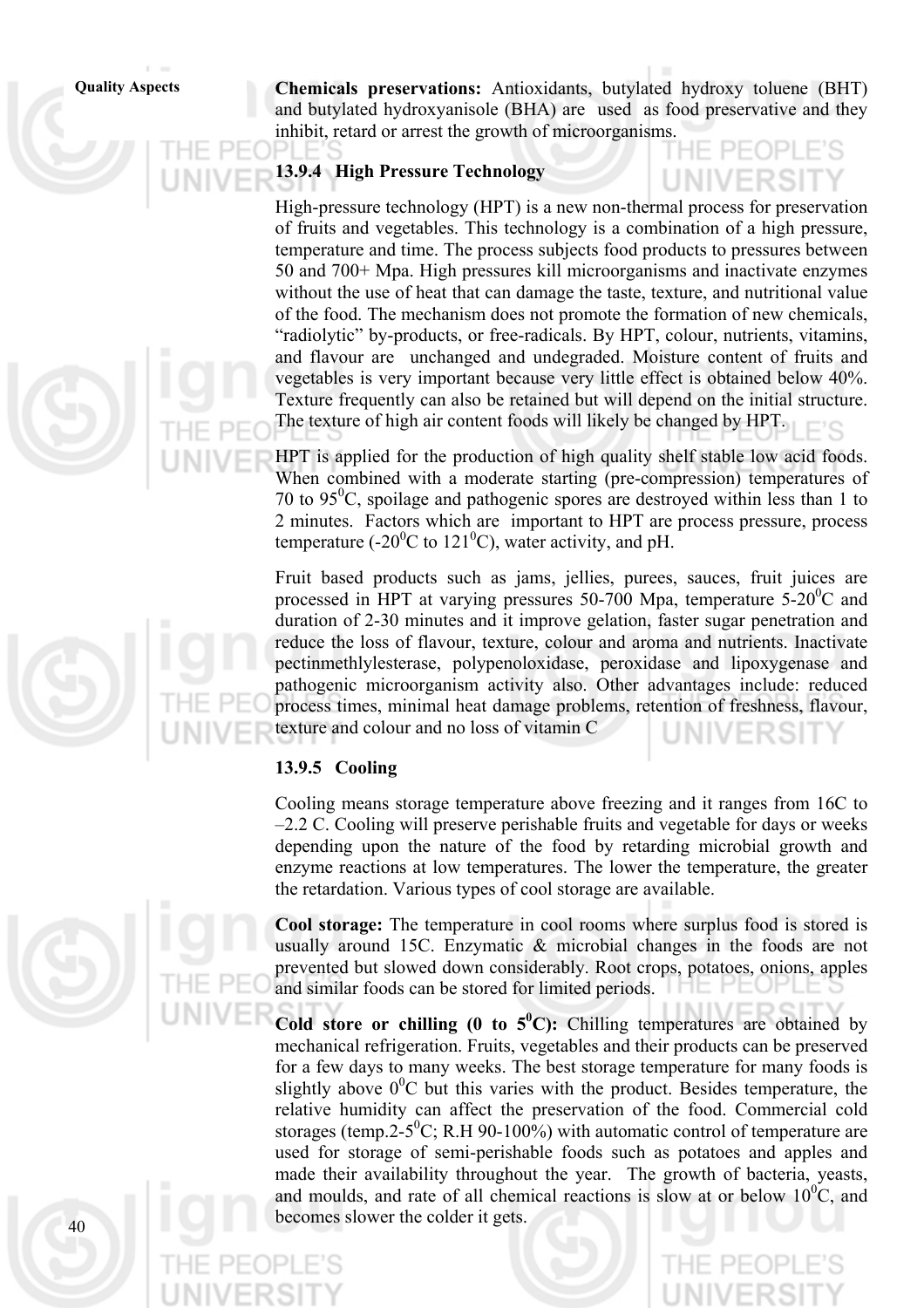**Chemicals preservations:** Antioxidants, butylated hydroxy toluene (BHT) and butylated hydroxyanisole (BHA) are used as food preservative and they inhibit, retard or arrest the growth of microorganisms.

### 13.9.4 High Pressure Technology

High-pressure technology (HPT) is a new non-thermal process for preservation of fruits and vegetables. This technology is a combination of a high pressure, temperature and time. The process subjects food products to pressures between 50 and 700+ Mpa. High pressures kill microorganisms and inactivate enzymes without the use of heat that can damage the taste, texture, and nutritional value of the food. The mechanism does not promote the formation of new chemicals, "radiolytic" by-products, or free-radicals. By HPT, colour, nutrients, vitamins, and flavour are unchanged and undegraded. Moisture content of fruits and vegetables is very important because very little effect is obtained below 40%. Texture frequently can also be retained but will depend on the initial structure. The texture of high air content foods will likely be changed by HPT.

HPT is applied for the production of high quality shelf stable low acid foods. When combined with a moderate starting (pre-compression) temperatures of 70 to 95$^0$C, spoilage and pathogenic spores are destroyed within less than 1 to 2 minutes. Factors which are important to HPT are process pressure, process temperature (-20$^0$C to 121$^0$C), water activity, and pH.

Fruit based products such as jams, jellies, purees, sauces, fruit juices are processed in HPT at varying pressures 50-700 Mpa, temperature 5-20$^0$C and duration of 2-30 minutes and it improve gelation, faster sugar penetration and reduce the loss of flavour, texture, colour and aroma and nutrients. Inactivate pectinmethlylesterase, polypenoloxidase, peroxidase and lipoxygenase and pathogenic microorganism activity also. Other advantages include: reduced process times, minimal heat damage problems, retention of freshness, flavour, texture and colour and no loss of vitamin C

### 13.9.5 Cooling

Cooling means storage temperature above freezing and it ranges from 16C to –2.2 C. Cooling will preserve perishable fruits and vegetable for days or weeks depending upon the nature of the food by retarding microbial growth and enzyme reactions at low temperatures. The lower the temperature, the greater the retardation. Various types of cool storage are available.

**Cool storage:** The temperature in cool rooms where surplus food is stored is usually around 15C. Enzymatic & microbial changes in the foods are not prevented but slowed down considerably. Root crops, potatoes, onions, apples and similar foods can be stored for limited periods.

**Cold store or chilling (0 to 5$^0$C):** Chilling temperatures are obtained by mechanical refrigeration. Fruits, vegetables and their products can be preserved for a few days to many weeks. The best storage temperature for many foods is slightly above 0$^0$C but this varies with the product. Besides temperature, the relative humidity can affect the preservation of the food. Commercial cold storages (temp.2-5$^0$C; R.H 90-100%) with automatic control of temperature are used for storage of semi-perishable foods such as potatoes and apples and made their availability throughout the year. The growth of bacteria, yeasts, and moulds, and rate of all chemical reactions is slow at or below 10$^0$C, and becomes slower the colder it gets.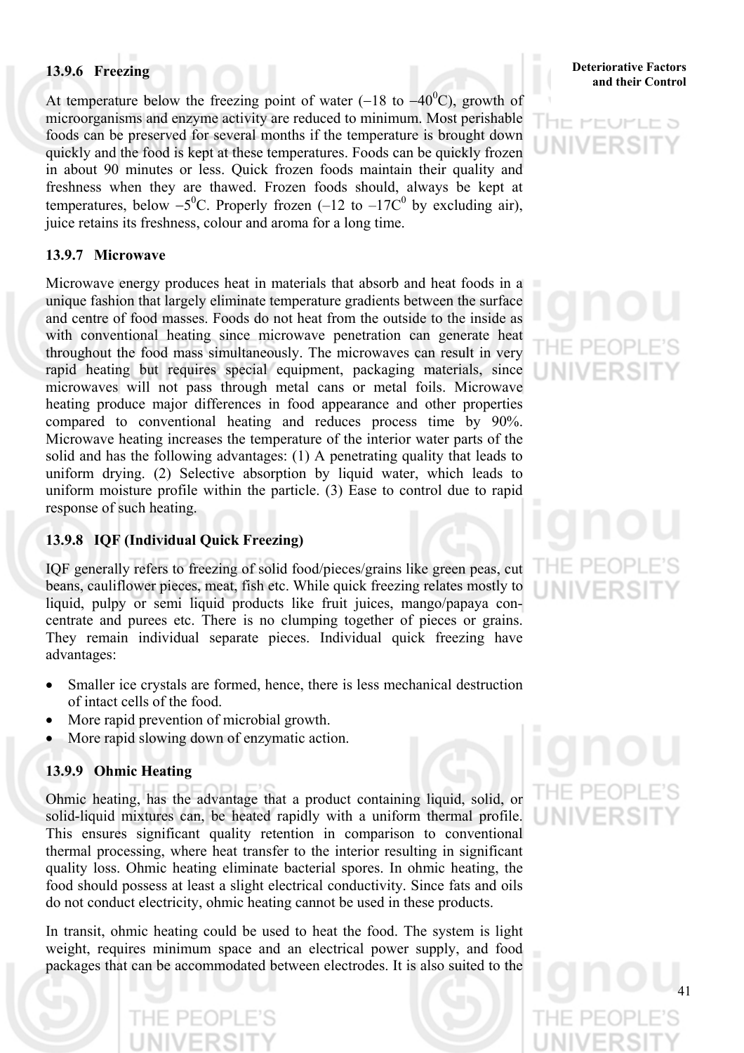### 13.9.6 Freezing

At temperature below the freezing point of water ($-18$ to $-40^0$C), growth of microorganisms and enzyme activity are reduced to minimum. Most perishable foods can be preserved for several months if the temperature is brought down quickly and the food is kept at these temperatures. Foods can be quickly frozen in about 90 minutes or less. Quick frozen foods maintain their quality and freshness when they are thawed. Frozen foods should, always be kept at temperatures, below $-5^0$C. Properly frozen ($-12$ to $-17C^0$ by excluding air), juice retains its freshness, colour and aroma for a long time.

### 13.9.7 Microwave

Microwave energy produces heat in materials that absorb and heat foods in a unique fashion that largely eliminate temperature gradients between the surface and centre of food masses. Foods do not heat from the outside to the inside as with conventional heating since microwave penetration can generate heat throughout the food mass simultaneously. The microwaves can result in very rapid heating but requires special equipment, packaging materials, since microwaves will not pass through metal cans or metal foils. Microwave heating produce major differences in food appearance and other properties compared to conventional heating and reduces process time by 90%. Microwave heating increases the temperature of the interior water parts of the solid and has the following advantages: (1) A penetrating quality that leads to uniform drying. (2) Selective absorption by liquid water, which leads to uniform moisture profile within the particle. (3) Ease to control due to rapid response of such heating.

### 13.9.8 IQF (Individual Quick Freezing)

IQF generally refers to freezing of solid food/pieces/grains like green peas, cut beans, cauliflower pieces, meat, fish etc. While quick freezing relates mostly to liquid, pulpy or semi liquid products like fruit juices, mango/papaya concentrate and purees etc. There is no clumping together of pieces or grains. They remain individual separate pieces. Individual quick freezing have advantages:

- Smaller ice crystals are formed, hence, there is less mechanical destruction of intact cells of the food.
- More rapid prevention of microbial growth.
- More rapid slowing down of enzymatic action.

### 13.9.9 Ohmic Heating

Ohmic heating, has the advantage that a product containing liquid, solid, or solid-liquid mixtures can, be heated rapidly with a uniform thermal profile. This ensures significant quality retention in comparison to conventional thermal processing, where heat transfer to the interior resulting in significant quality loss. Ohmic heating eliminate bacterial spores. In ohmic heating, the food should possess at least a slight electrical conductivity. Since fats and oils do not conduct electricity, ohmic heating cannot be used in these products.

In transit, ohmic heating could be used to heat the food. The system is light weight, requires minimum space and an electrical power supply, and food packages that can be accommodated between electrodes. It is also suited to the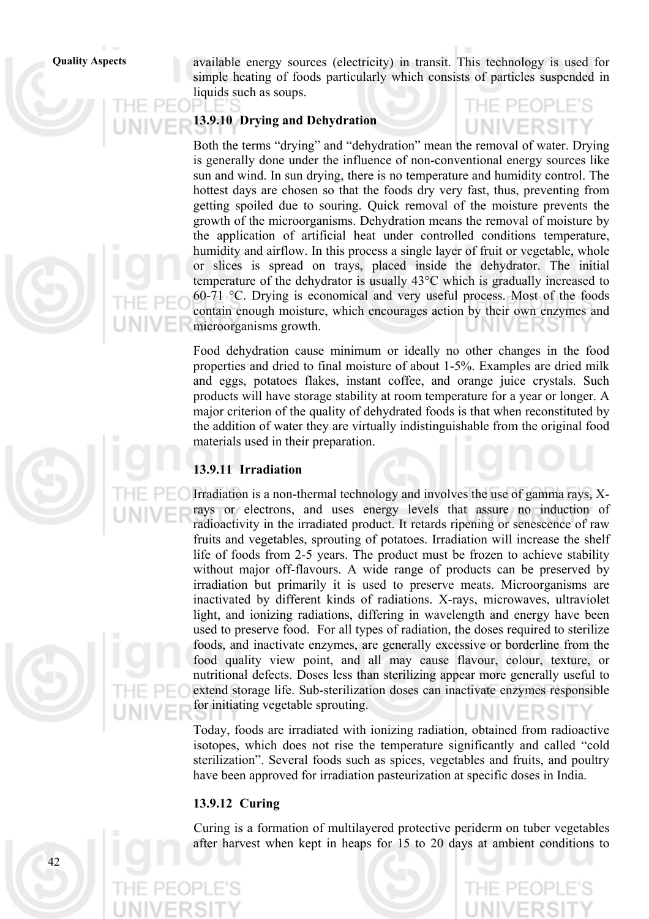available energy sources (electricity) in transit. This technology is used for simple heating of foods particularly which consists of particles suspended in liquids such as soups.

### 13.9.10 Drying and Dehydration

Both the terms "drying" and "dehydration" mean the removal of water. Drying is generally done under the influence of non-conventional energy sources like sun and wind. In sun drying, there is no temperature and humidity control. The hottest days are chosen so that the foods dry very fast, thus, preventing from getting spoiled due to souring. Quick removal of the moisture prevents the growth of the microorganisms. Dehydration means the removal of moisture by the application of artificial heat under controlled conditions temperature, humidity and airflow. In this process a single layer of fruit or vegetable, whole or slices is spread on trays, placed inside the dehydrator. The initial temperature of the dehydrator is usually 43°C which is gradually increased to 60-71 °C. Drying is economical and very useful process. Most of the foods contain enough moisture, which encourages action by their own enzymes and microorganisms growth.

Food dehydration cause minimum or ideally no other changes in the food properties and dried to final moisture of about 1-5%. Examples are dried milk and eggs, potatoes flakes, instant coffee, and orange juice crystals. Such products will have storage stability at room temperature for a year or longer. A major criterion of the quality of dehydrated foods is that when reconstituted by the addition of water they are virtually indistinguishable from the original food materials used in their preparation.

### 13.9.11 Irradiation

Irradiation is a non-thermal technology and involves the use of gamma rays, X-rays or electrons, and uses energy levels that assure no induction of radioactivity in the irradiated product. It retards ripening or senescence of raw fruits and vegetables, sprouting of potatoes. Irradiation will increase the shelf life of foods from 2-5 years. The product must be frozen to achieve stability without major off-flavours. A wide range of products can be preserved by irradiation but primarily it is used to preserve meats. Microorganisms are inactivated by different kinds of radiations. X-rays, microwaves, ultraviolet light, and ionizing radiations, differing in wavelength and energy have been used to preserve food. For all types of radiation, the doses required to sterilize foods, and inactivate enzymes, are generally excessive or borderline from the food quality view point, and all may cause flavour, colour, texture, or nutritional defects. Doses less than sterilizing appear more generally useful to extend storage life. Sub-sterilization doses can inactivate enzymes responsible for initiating vegetable sprouting.

Today, foods are irradiated with ionizing radiation, obtained from radioactive isotopes, which does not rise the temperature significantly and called "cold sterilization". Several foods such as spices, vegetables and fruits, and poultry have been approved for irradiation pasteurization at specific doses in India.

### 13.9.12 Curing

Curing is a formation of multilayered protective periderm on tuber vegetables after harvest when kept in heaps for 15 to 20 days at ambient conditions to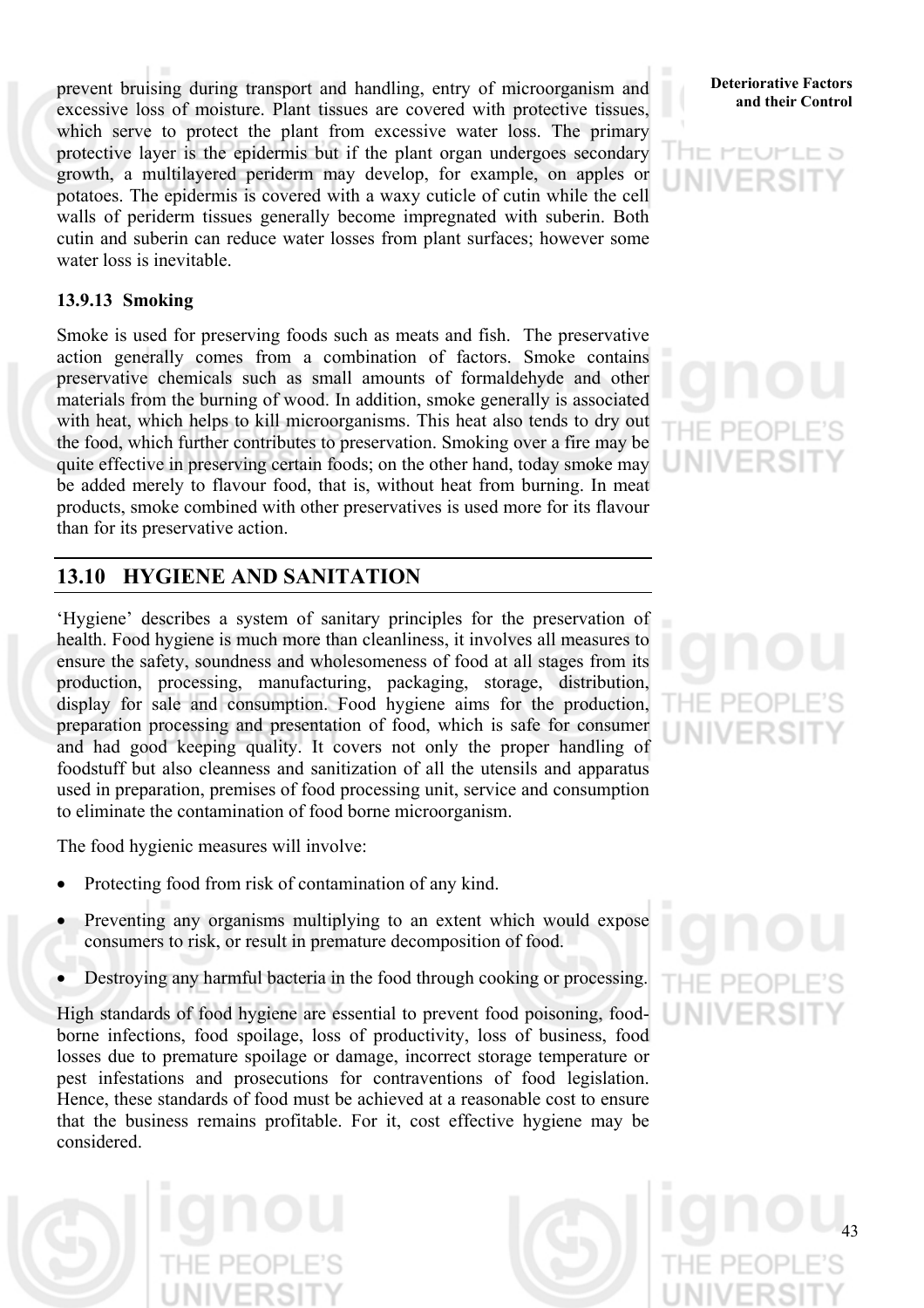prevent bruising during transport and handling, entry of microorganism and excessive loss of moisture. Plant tissues are covered with protective tissues, which serve to protect the plant from excessive water loss. The primary protective layer is the epidermis but if the plant organ undergoes secondary growth, a multilayered periderm may develop, for example, on apples or potatoes. The epidermis is covered with a waxy cuticle of cutin while the cell walls of periderm tissues generally become impregnated with suberin. Both cutin and suberin can reduce water losses from plant surfaces; however some water loss is inevitable.

### 13.9.13 Smoking

Smoke is used for preserving foods such as meats and fish. The preservative action generally comes from a combination of factors. Smoke contains preservative chemicals such as small amounts of formaldehyde and other materials from the burning of wood. In addition, smoke generally is associated with heat, which helps to kill microorganisms. This heat also tends to dry out the food, which further contributes to preservation. Smoking over a fire may be quite effective in preserving certain foods; on the other hand, today smoke may be added merely to flavour food, that is, without heat from burning. In meat products, smoke combined with other preservatives is used more for its flavour than for its preservative action.

## 13.10 HYGIENE AND SANITATION

'Hygiene' describes a system of sanitary principles for the preservation of health. Food hygiene is much more than cleanliness, it involves all measures to ensure the safety, soundness and wholesomeness of food at all stages from its production, processing, manufacturing, packaging, storage, distribution, display for sale and consumption. Food hygiene aims for the production, preparation processing and presentation of food, which is safe for consumer and had good keeping quality. It covers not only the proper handling of foodstuff but also cleanness and sanitization of all the utensils and apparatus used in preparation, premises of food processing unit, service and consumption to eliminate the contamination of food borne microorganism.

The food hygienic measures will involve:

- Protecting food from risk of contamination of any kind.
- Preventing any organisms multiplying to an extent which would expose consumers to risk, or result in premature decomposition of food.
- Destroying any harmful bacteria in the food through cooking or processing.

High standards of food hygiene are essential to prevent food poisoning, food-borne infections, food spoilage, loss of productivity, loss of business, food losses due to premature spoilage or damage, incorrect storage temperature or pest infestations and prosecutions for contraventions of food legislation. Hence, these standards of food must be achieved at a reasonable cost to ensure that the business remains profitable. For it, cost effective hygiene may be considered.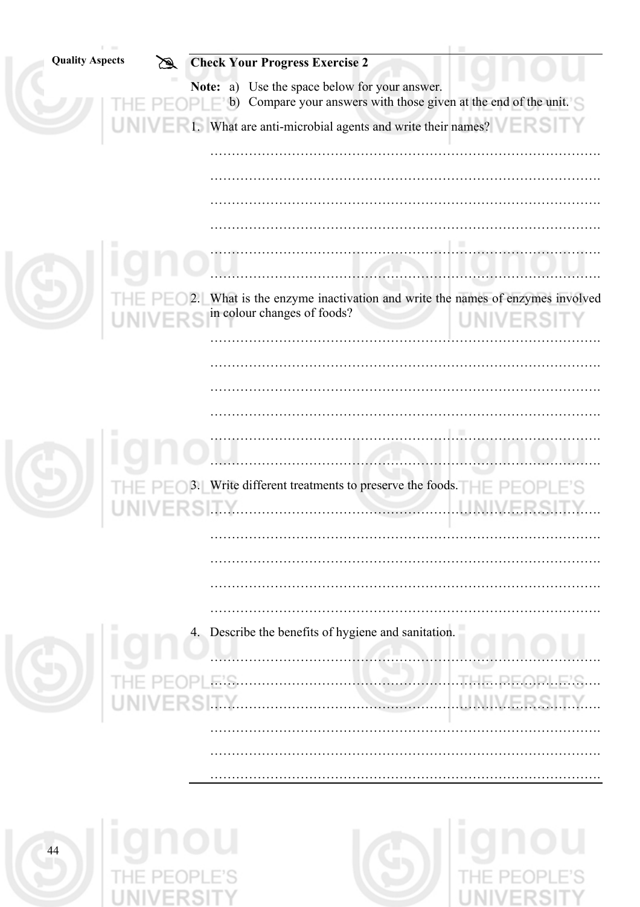## Check Your Progress Exercise 2

**Note:** a) Use the space below for your answer.

b) Compare your answers with those given at the end of the unit.

1. What are anti-microbial agents and write their names?

……………………………………………………………………………………

……………………………………………………………………………………

……………………………………………………………………………………

……………………………………………………………………………………

……………………………………………………………………………………

……………………………………………………………………………………

2. What is the enzyme inactivation and write the names of enzymes involved in colour changes of foods?

……………………………………………………………………………………

……………………………………………………………………………………

……………………………………………………………………………………

……………………………………………………………………………………

……………………………………………………………………………………

……………………………………………………………………………………

3. Write different treatments to preserve the foods.

……………………………………………………………………………………

……………………………………………………………………………………

……………………………………………………………………………………

……………………………………………………………………………………

……………………………………………………………………………………

4. Describe the benefits of hygiene and sanitation.

……………………………………………………………………………………

……………………………………………………………………………………

……………………………………………………………………………………

……………………………………………………………………………………

……………………………………………………………………………………

……………………………………………………………………………………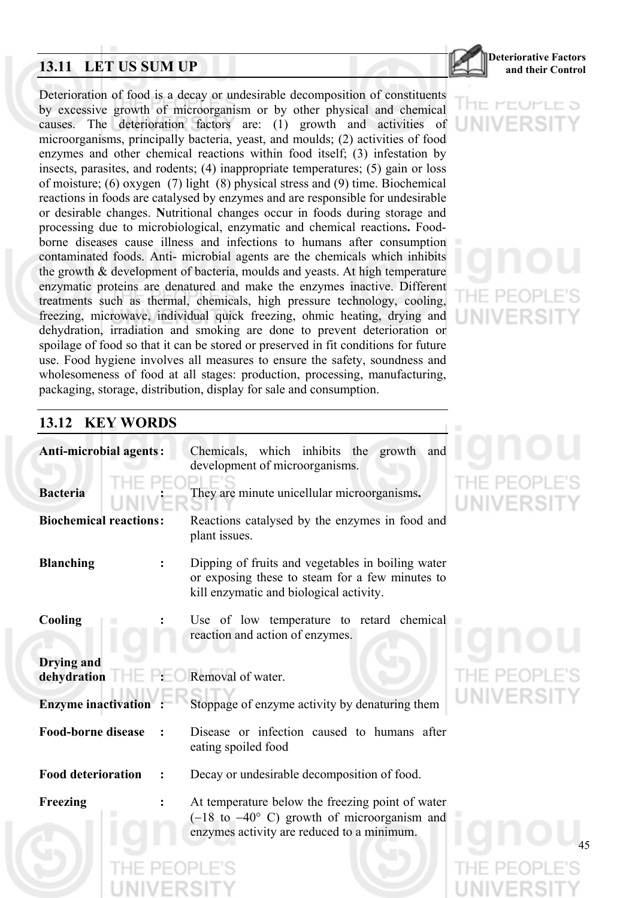## 13.11 LET US SUM UP

Deterioration of food is a decay or undesirable decomposition of constituents by excessive growth of microorganism or by other physical and chemical causes. The deterioration factors are: (1) growth and activities of microorganisms, principally bacteria, yeast, and moulds; (2) activities of food enzymes and other chemical reactions within food itself; (3) infestation by insects, parasites, and rodents; (4) inappropriate temperatures; (5) gain or loss of moisture; (6) oxygen (7) light (8) physical stress and (9) time. Biochemical reactions in foods are catalysed by enzymes and are responsible for undesirable or desirable changes. **N**utritional changes occur in foods during storage and processing due to microbiological, enzymatic and chemical reactions**.** Food-borne diseases cause illness and infections to humans after consumption contaminated foods. Anti- microbial agents are the chemicals which inhibits the growth & development of bacteria, moulds and yeasts. At high temperature enzymatic proteins are denatured and make the enzymes inactive. Different treatments such as thermal, chemicals, high pressure technology, cooling, freezing, microwave, individual quick freezing, ohmic heating, drying and dehydration, irradiation and smoking are done to prevent deterioration or spoilage of food so that it can be stored or preserved in fit conditions for future use. Food hygiene involves all measures to ensure the safety, soundness and wholesomeness of food at all stages: production, processing, manufacturing, packaging, storage, distribution, display for sale and consumption.

## 13.12 KEY WORDS

**Anti-microbial agents** : Chemicals, which inhibits the growth and development of microorganisms.

**Bacteria** : They are minute unicellular microorganisms**.**

**Biochemical reactions** : Reactions catalysed by the enzymes in food and plant issues.

**Blanching** : Dipping of fruits and vegetables in boiling water or exposing these to steam for a few minutes to kill enzymatic and biological activity.

**Cooling** : Use of low temperature to retard chemical reaction and action of enzymes.

**Drying and dehydration** : Removal of water.

**Enzyme inactivation** : Stoppage of enzyme activity by denaturing them

**Food-borne disease** : Disease or infection caused to humans after eating spoiled food

**Food deterioration** : Decay or undesirable decomposition of food.

**Freezing** : At temperature below the freezing point of water (−18 to −40° C) growth of microorganism and enzymes activity are reduced to a minimum.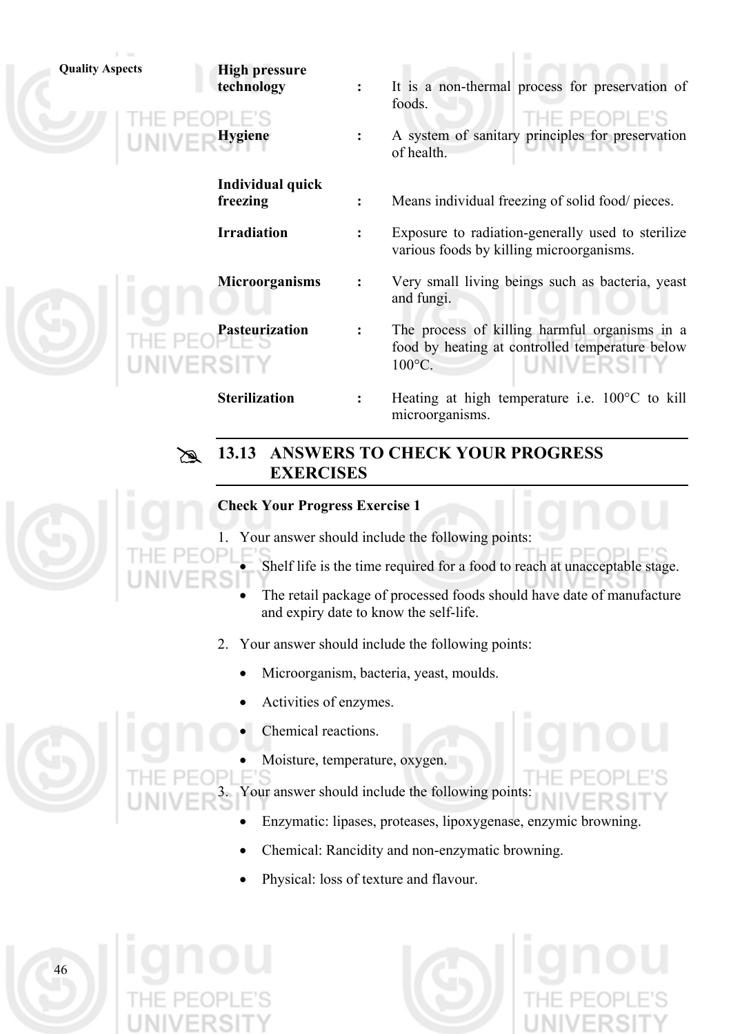| | | |
|---|---|---|
| **High pressure technology** | : | It is a non-thermal process for preservation of foods. |
| **Hygiene** | : | A system of sanitary principles for preservation of health. |
| **Individual quick freezing** | : | Means individual freezing of solid food/ pieces. |
| **Irradiation** | : | Exposure to radiation-generally used to sterilize various foods by killing microorganisms. |
| **Microorganisms** | : | Very small living beings such as bacteria, yeast and fungi. |
| **Pasteurization** | : | The process of killing harmful organisms in a food by heating at controlled temperature below 100°C. |
| **Sterilization** | : | Heating at high temperature i.e. 100°C to kill microorganisms. |

## 13.13 ANSWERS TO CHECK YOUR PROGRESS EXERCISES

**Check Your Progress Exercise 1**

1. Your answer should include the following points:
   - Shelf life is the time required for a food to reach at unacceptable stage.
   - The retail package of processed foods should have date of manufacture and expiry date to know the self-life.

2. Your answer should include the following points:
   - Microorganism, bacteria, yeast, moulds.
   - Activities of enzymes.
   - Chemical reactions.
   - Moisture, temperature, oxygen.

3. Your answer should include the following points:
   - Enzymatic: lipases, proteases, lipoxygenase, enzymic browning.
   - Chemical: Rancidity and non-enzymatic browning.
   - Physical: loss of texture and flavour.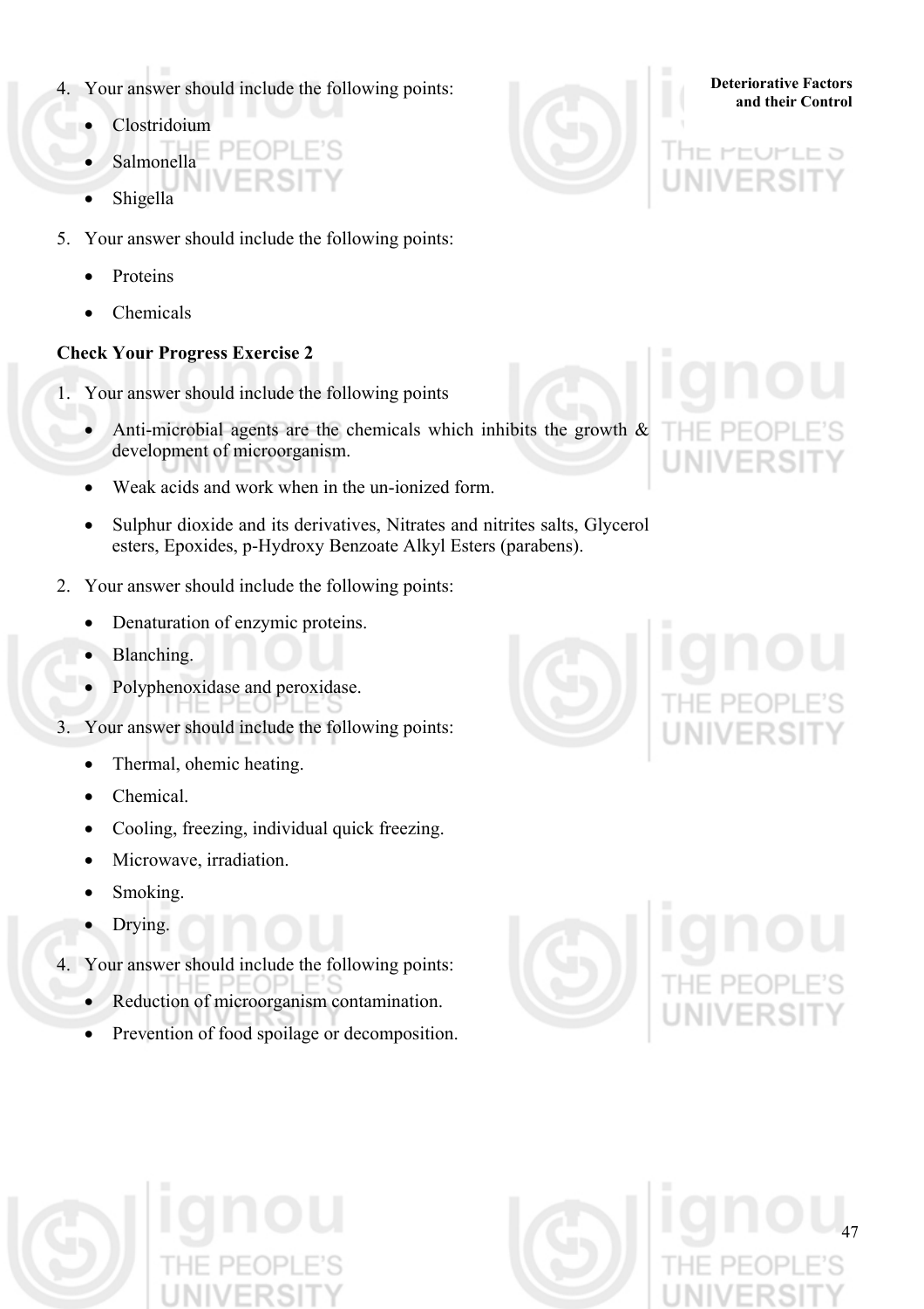4. Your answer should include the following points:

    - Clostridoium
    - Salmonella
    - Shigella

5. Your answer should include the following points:

    - Proteins
    - Chemicals

**Check Your Progress Exercise 2**

1. Your answer should include the following points

    - Anti-microbial agents are the chemicals which inhibits the growth & development of microorganism.
    - Weak acids and work when in the un-ionized form.
    - Sulphur dioxide and its derivatives, Nitrates and nitrites salts, Glycerol esters, Epoxides, p-Hydroxy Benzoate Alkyl Esters (parabens).

2. Your answer should include the following points:

    - Denaturation of enzymic proteins.
    - Blanching.
    - Polyphenoxidase and peroxidase.

3. Your answer should include the following points:

    - Thermal, ohemic heating.
    - Chemical.
    - Cooling, freezing, individual quick freezing.
    - Microwave, irradiation.
    - Smoking.
    - Drying.

4. Your answer should include the following points:

    - Reduction of microorganism contamination.
    - Prevention of food spoilage or decomposition.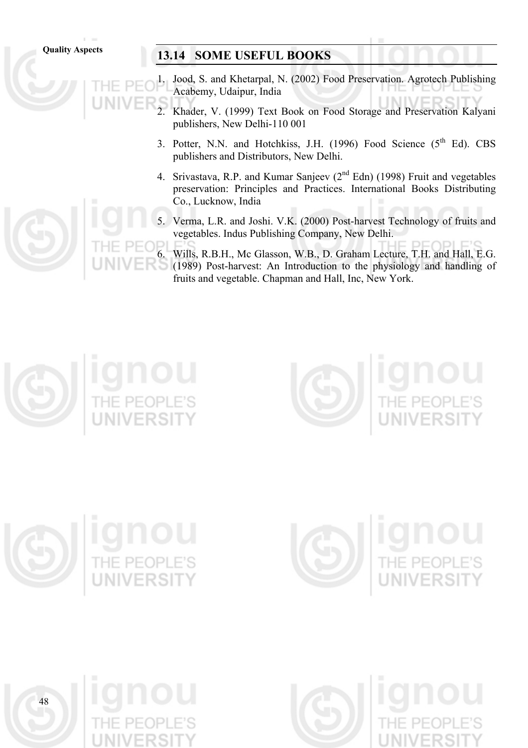## 13.14 SOME USEFUL BOOKS

1. Jood, S. and Khetarpal, N. (2002) Food Preservation. Agrotech Publishing Acabemy, Udaipur, India
2. Khader, V. (1999) Text Book on Food Storage and Preservation Kalyani publishers, New Delhi-110 001
3. Potter, N.N. and Hotchkiss, J.H. (1996) Food Science (5th Ed). CBS publishers and Distributors, New Delhi.
4. Srivastava, R.P. and Kumar Sanjeev (2nd Edn) (1998) Fruit and vegetables preservation: Principles and Practices. International Books Distributing Co., Lucknow, India
5. Verma, L.R. and Joshi. V.K. (2000) Post-harvest Technology of fruits and vegetables. Indus Publishing Company, New Delhi.
6. Wills, R.B.H., Mc Glasson, W.B., D. Graham Lecture, T.H. and Hall, E.G. (1989) Post-harvest: An Introduction to the physiology and handling of fruits and vegetable. Chapman and Hall, Inc, New York.